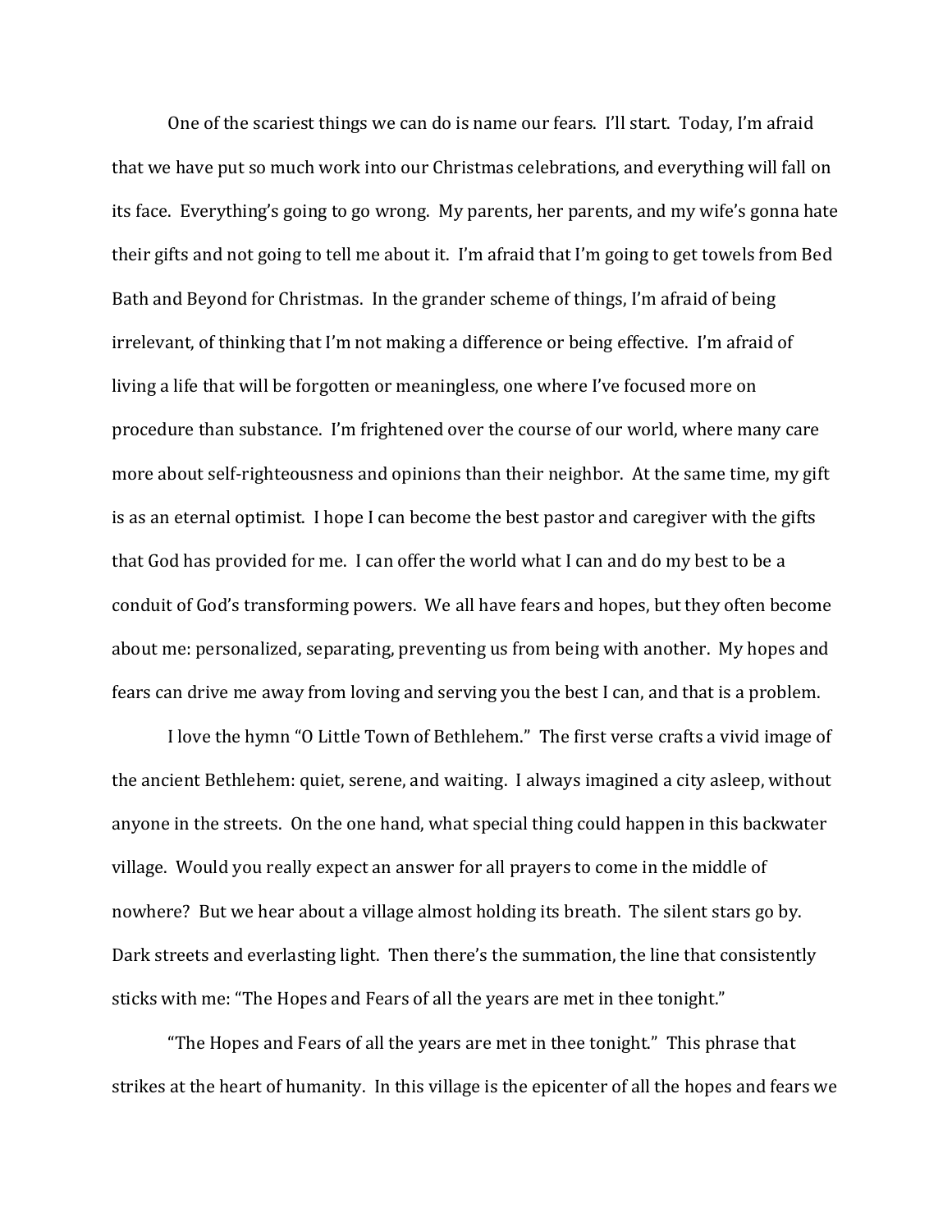One of the scariest things we can do is name our fears. I'll start. Today, I'm afraid that we have put so much work into our Christmas celebrations, and everything will fall on its face. Everything's going to go wrong. My parents, her parents, and my wife's gonna hate their gifts and not going to tell me about it. I'm afraid that I'm going to get towels from Bed Bath and Beyond for Christmas. In the grander scheme of things, I'm afraid of being irrelevant, of thinking that I'm not making a difference or being effective. I'm afraid of living a life that will be forgotten or meaningless, one where I've focused more on procedure than substance. I'm frightened over the course of our world, where many care more about self-righteousness and opinions than their neighbor. At the same time, my gift is as an eternal optimist. I hope I can become the best pastor and caregiver with the gifts that God has provided for me. I can offer the world what I can and do my best to be a conduit of God's transforming powers. We all have fears and hopes, but they often become about me: personalized, separating, preventing us from being with another. My hopes and fears can drive me away from loving and serving you the best I can, and that is a problem.

I love the hymn "O Little Town of Bethlehem." The first verse crafts a vivid image of the ancient Bethlehem: quiet, serene, and waiting. I always imagined a city asleep, without anyone in the streets. On the one hand, what special thing could happen in this backwater village. Would you really expect an answer for all prayers to come in the middle of nowhere? But we hear about a village almost holding its breath. The silent stars go by. Dark streets and everlasting light. Then there's the summation, the line that consistently sticks with me: "The Hopes and Fears of all the years are met in thee tonight."

"The Hopes and Fears of all the years are met in thee tonight." This phrase that strikes at the heart of humanity. In this village is the epicenter of all the hopes and fears we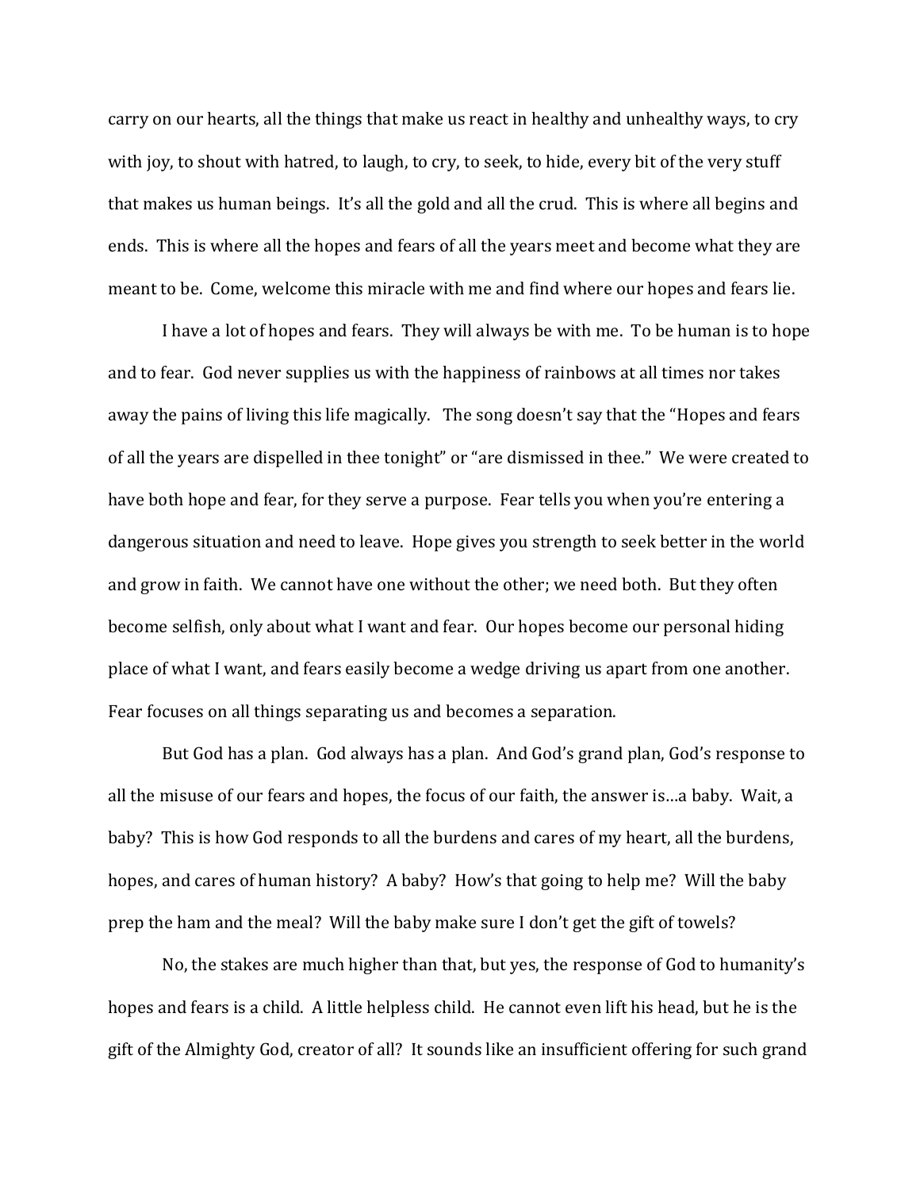carry on our hearts, all the things that make us react in healthy and unhealthy ways, to cry with joy, to shout with hatred, to laugh, to cry, to seek, to hide, every bit of the very stuff that makes us human beings. It's all the gold and all the crud. This is where all begins and ends. This is where all the hopes and fears of all the years meet and become what they are meant to be. Come, welcome this miracle with me and find where our hopes and fears lie.

I have a lot of hopes and fears. They will always be with me. To be human is to hope and to fear. God never supplies us with the happiness of rainbows at all times nor takes away the pains of living this life magically. The song doesn't say that the "Hopes and fears of all the years are dispelled in thee tonight" or "are dismissed in thee." We were created to have both hope and fear, for they serve a purpose. Fear tells you when you're entering a dangerous situation and need to leave. Hope gives you strength to seek better in the world and grow in faith. We cannot have one without the other; we need both. But they often become selfish, only about what I want and fear. Our hopes become our personal hiding place of what I want, and fears easily become a wedge driving us apart from one another. Fear focuses on all things separating us and becomes a separation.

But God has a plan. God always has a plan. And God's grand plan, God's response to all the misuse of our fears and hopes, the focus of our faith, the answer is…a baby. Wait, a baby? This is how God responds to all the burdens and cares of my heart, all the burdens, hopes, and cares of human history? A baby? How's that going to help me? Will the baby prep the ham and the meal? Will the baby make sure I don't get the gift of towels?

No, the stakes are much higher than that, but yes, the response of God to humanity's hopes and fears is a child. A little helpless child. He cannot even lift his head, but he is the gift of the Almighty God, creator of all? It sounds like an insufficient offering for such grand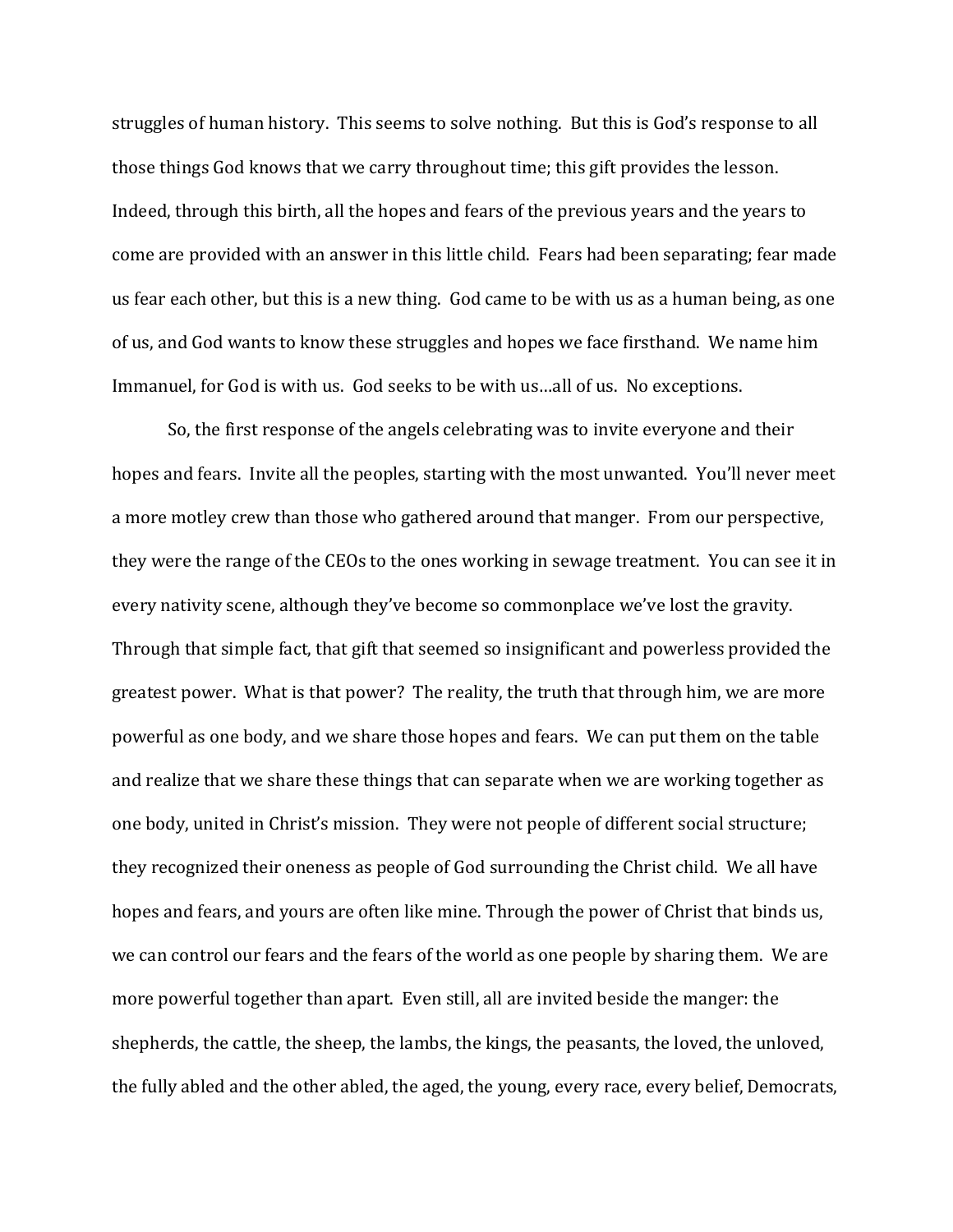struggles of human history. This seems to solve nothing. But this is God's response to all those things God knows that we carry throughout time; this gift provides the lesson. Indeed, through this birth, all the hopes and fears of the previous years and the years to come are provided with an answer in this little child. Fears had been separating; fear made us fear each other, but this is a new thing. God came to be with us as a human being, as one of us, and God wants to know these struggles and hopes we face firsthand. We name him Immanuel, for God is with us. God seeks to be with us…all of us. No exceptions.

So, the first response of the angels celebrating was to invite everyone and their hopes and fears. Invite all the peoples, starting with the most unwanted. You'll never meet a more motley crew than those who gathered around that manger. From our perspective, they were the range of the CEOs to the ones working in sewage treatment. You can see it in every nativity scene, although they've become so commonplace we've lost the gravity. Through that simple fact, that gift that seemed so insignificant and powerless provided the greatest power. What is that power? The reality, the truth that through him, we are more powerful as one body, and we share those hopes and fears. We can put them on the table and realize that we share these things that can separate when we are working together as one body, united in Christ's mission. They were not people of different social structure; they recognized their oneness as people of God surrounding the Christ child. We all have hopes and fears, and yours are often like mine. Through the power of Christ that binds us, we can control our fears and the fears of the world as one people by sharing them. We are more powerful together than apart. Even still, all are invited beside the manger: the shepherds, the cattle, the sheep, the lambs, the kings, the peasants, the loved, the unloved, the fully abled and the other abled, the aged, the young, every race, every belief, Democrats,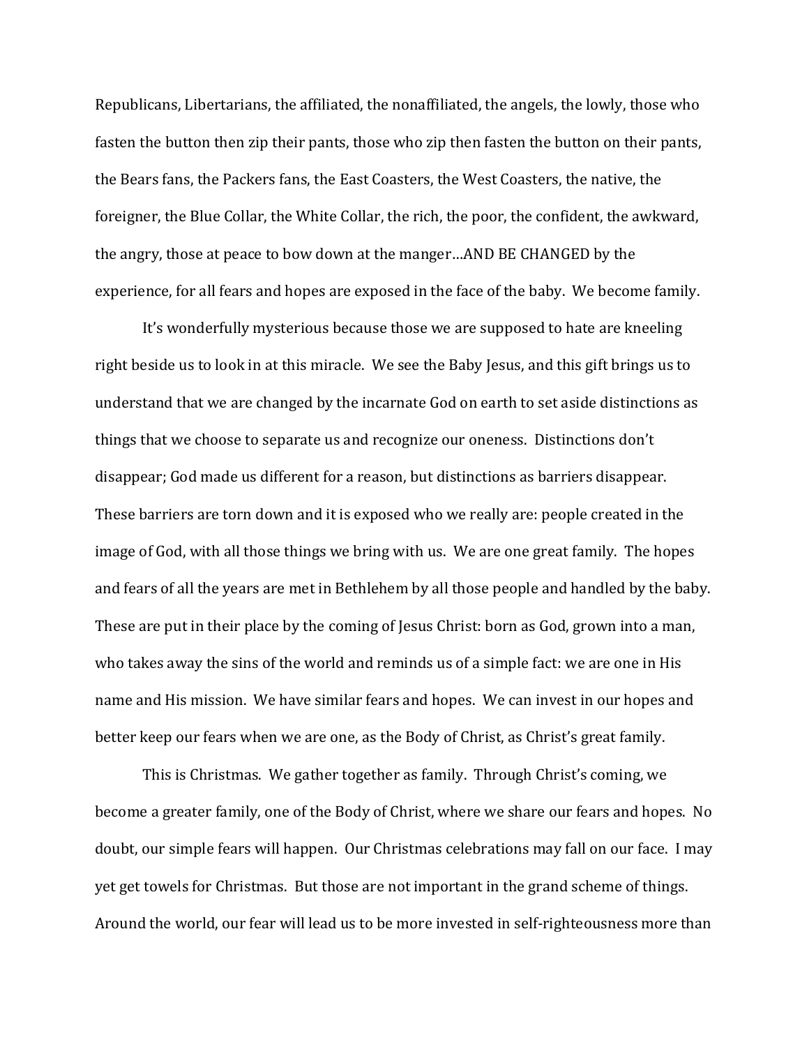Republicans, Libertarians, the affiliated, the nonaffiliated, the angels, the lowly, those who fasten the button then zip their pants, those who zip then fasten the button on their pants, the Bears fans, the Packers fans, the East Coasters, the West Coasters, the native, the foreigner, the Blue Collar, the White Collar, the rich, the poor, the confident, the awkward, the angry, those at peace to bow down at the manger…AND BE CHANGED by the experience, for all fears and hopes are exposed in the face of the baby. We become family.

It's wonderfully mysterious because those we are supposed to hate are kneeling right beside us to look in at this miracle. We see the Baby Jesus, and this gift brings us to understand that we are changed by the incarnate God on earth to set aside distinctions as things that we choose to separate us and recognize our oneness. Distinctions don't disappear; God made us different for a reason, but distinctions as barriers disappear. These barriers are torn down and it is exposed who we really are: people created in the image of God, with all those things we bring with us. We are one great family. The hopes and fears of all the years are met in Bethlehem by all those people and handled by the baby. These are put in their place by the coming of Jesus Christ: born as God, grown into a man, who takes away the sins of the world and reminds us of a simple fact: we are one in His name and His mission. We have similar fears and hopes. We can invest in our hopes and better keep our fears when we are one, as the Body of Christ, as Christ's great family.

This is Christmas. We gather together as family. Through Christ's coming, we become a greater family, one of the Body of Christ, where we share our fears and hopes. No doubt, our simple fears will happen. Our Christmas celebrations may fall on our face. I may yet get towels for Christmas. But those are not important in the grand scheme of things. Around the world, our fear will lead us to be more invested in self-righteousness more than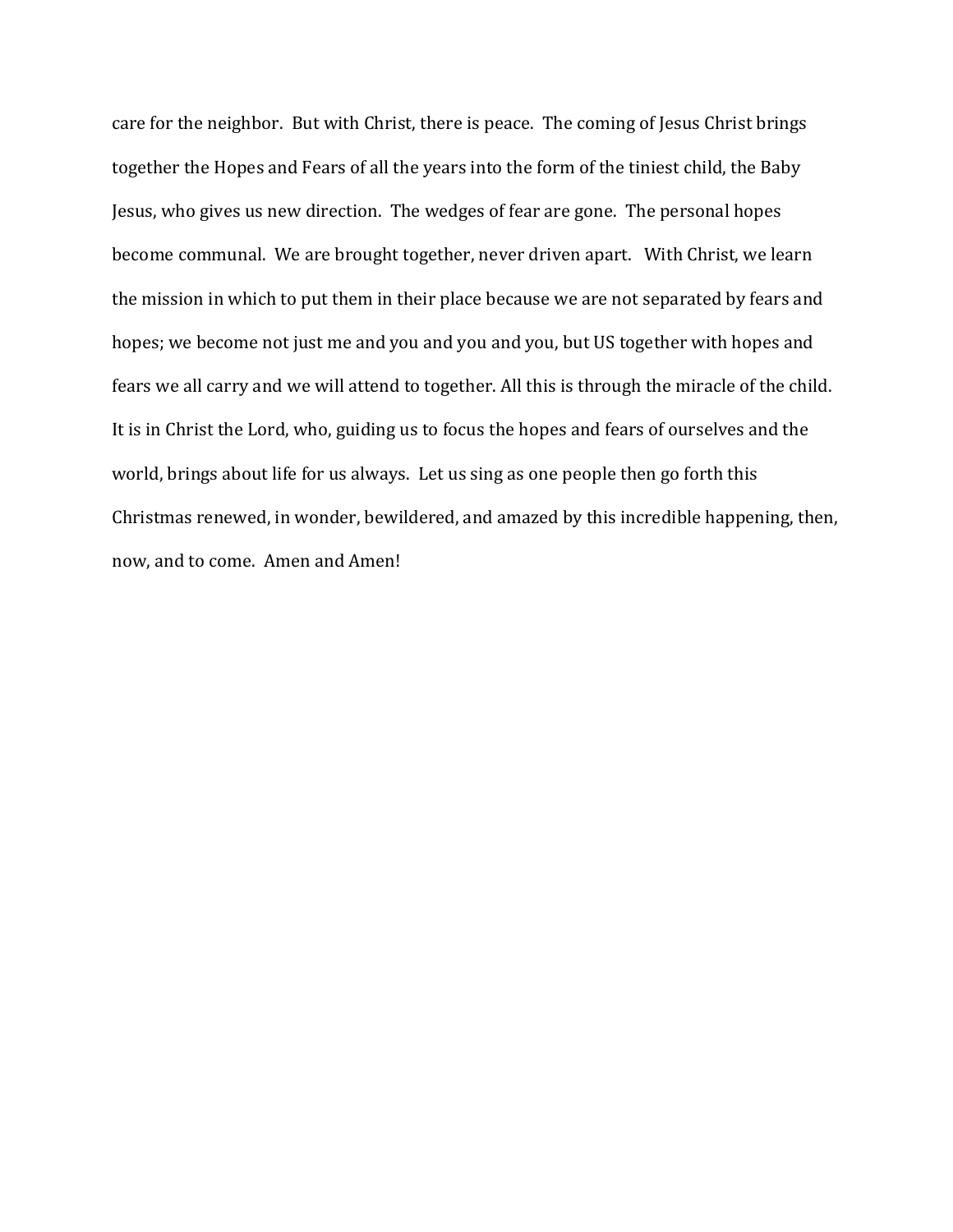care for the neighbor. But with Christ, there is peace. The coming of Jesus Christ brings together the Hopes and Fears of all the years into the form of the tiniest child, the Baby Jesus, who gives us new direction. The wedges of fear are gone. The personal hopes become communal. We are brought together, never driven apart. With Christ, we learn the mission in which to put them in their place because we are not separated by fears and hopes; we become not just me and you and you and you, but US together with hopes and fears we all carry and we will attend to together. All this is through the miracle of the child. It is in Christ the Lord, who, guiding us to focus the hopes and fears of ourselves and the world, brings about life for us always. Let us sing as one people then go forth this Christmas renewed, in wonder, bewildered, and amazed by this incredible happening, then, now, and to come. Amen and Amen!